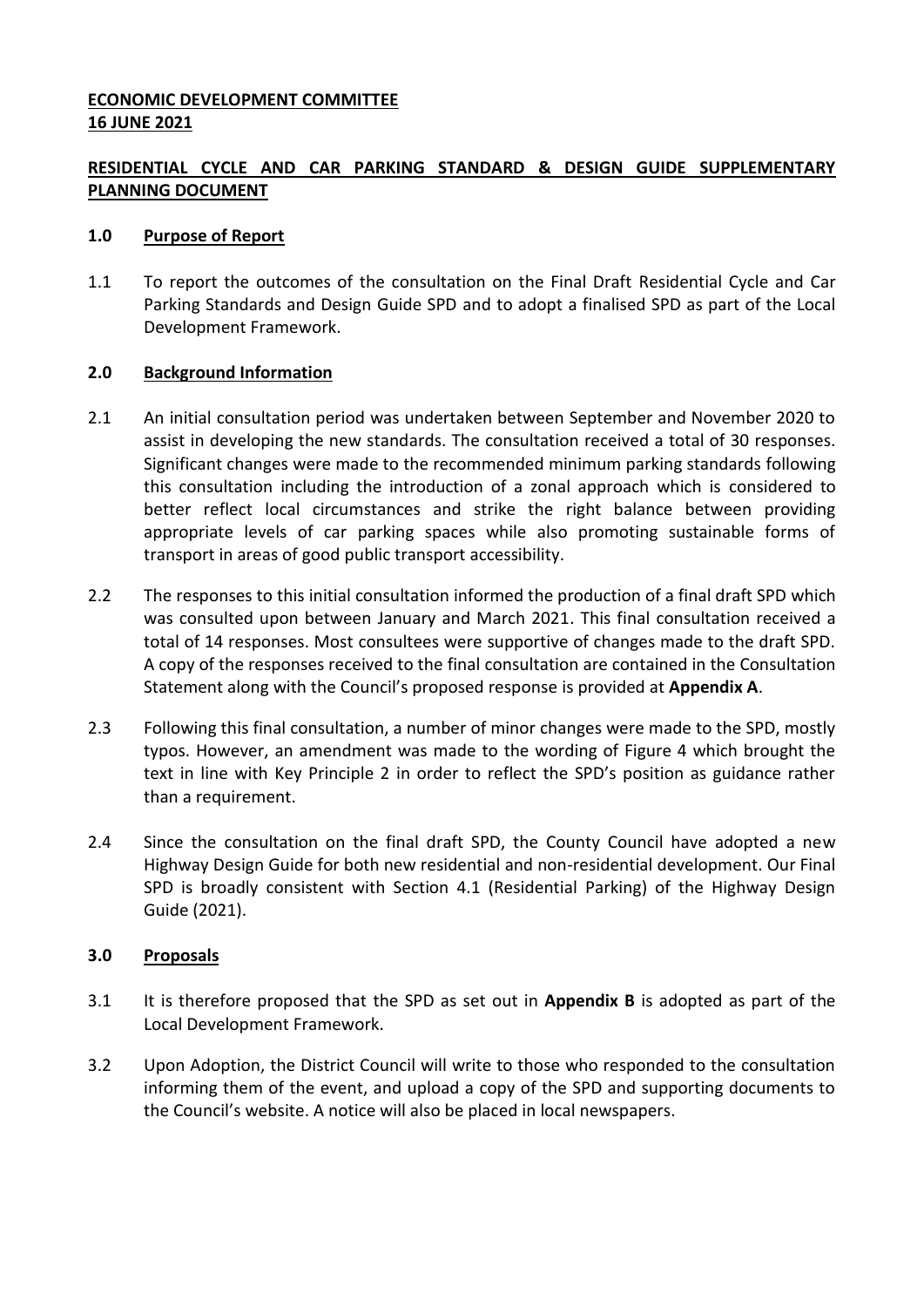**ECONOMIC DEVELOPMENT COMMITTEE**
**16 JUNE 2021**

**RESIDENTIAL CYCLE AND CAR PARKING STANDARD & DESIGN GUIDE SUPPLEMENTARY PLANNING DOCUMENT**

## 1.0 Purpose of Report

1.1 To report the outcomes of the consultation on the Final Draft Residential Cycle and Car Parking Standards and Design Guide SPD and to adopt a finalised SPD as part of the Local Development Framework.

## 2.0 Background Information

2.1 An initial consultation period was undertaken between September and November 2020 to assist in developing the new standards. The consultation received a total of 30 responses. Significant changes were made to the recommended minimum parking standards following this consultation including the introduction of a zonal approach which is considered to better reflect local circumstances and strike the right balance between providing appropriate levels of car parking spaces while also promoting sustainable forms of transport in areas of good public transport accessibility.

2.2 The responses to this initial consultation informed the production of a final draft SPD which was consulted upon between January and March 2021. This final consultation received a total of 14 responses. Most consultees were supportive of changes made to the draft SPD. A copy of the responses received to the final consultation are contained in the Consultation Statement along with the Council's proposed response is provided at **Appendix A**.

2.3 Following this final consultation, a number of minor changes were made to the SPD, mostly typos. However, an amendment was made to the wording of Figure 4 which brought the text in line with Key Principle 2 in order to reflect the SPD's position as guidance rather than a requirement.

2.4 Since the consultation on the final draft SPD, the County Council have adopted a new Highway Design Guide for both new residential and non-residential development. Our Final SPD is broadly consistent with Section 4.1 (Residential Parking) of the Highway Design Guide (2021).

## 3.0 Proposals

3.1 It is therefore proposed that the SPD as set out in **Appendix B** is adopted as part of the Local Development Framework.

3.2 Upon Adoption, the District Council will write to those who responded to the consultation informing them of the event, and upload a copy of the SPD and supporting documents to the Council's website. A notice will also be placed in local newspapers.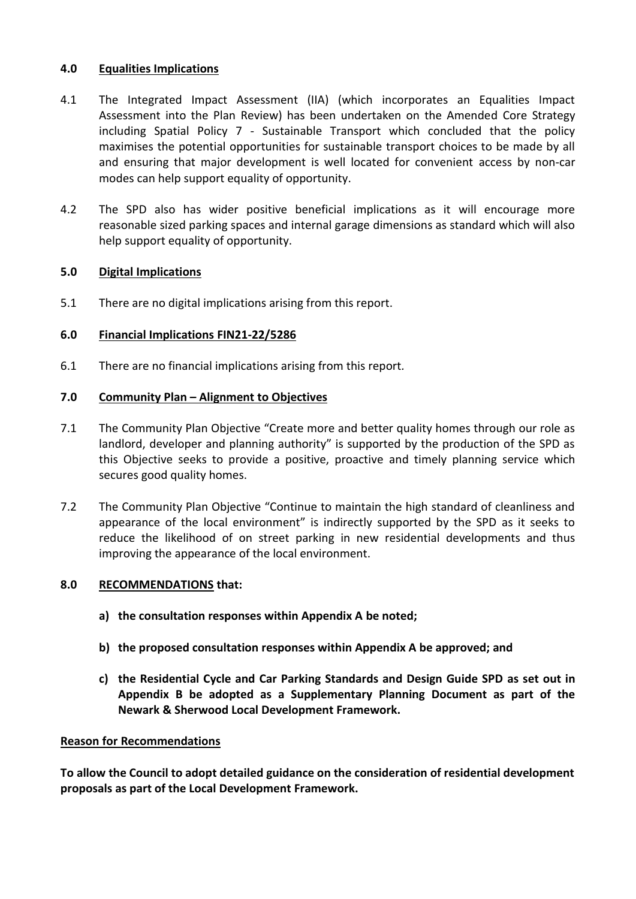## 4.0 Equalities Implications

4.1 The Integrated Impact Assessment (IIA) (which incorporates an Equalities Impact Assessment into the Plan Review) has been undertaken on the Amended Core Strategy including Spatial Policy 7 - Sustainable Transport which concluded that the policy maximises the potential opportunities for sustainable transport choices to be made by all and ensuring that major development is well located for convenient access by non-car modes can help support equality of opportunity.

4.2 The SPD also has wider positive beneficial implications as it will encourage more reasonable sized parking spaces and internal garage dimensions as standard which will also help support equality of opportunity.

## 5.0 Digital Implications

5.1 There are no digital implications arising from this report.

## 6.0 Financial Implications FIN21-22/5286

6.1 There are no financial implications arising from this report.

## 7.0 Community Plan – Alignment to Objectives

7.1 The Community Plan Objective "Create more and better quality homes through our role as landlord, developer and planning authority" is supported by the production of the SPD as this Objective seeks to provide a positive, proactive and timely planning service which secures good quality homes.

7.2 The Community Plan Objective "Continue to maintain the high standard of cleanliness and appearance of the local environment" is indirectly supported by the SPD as it seeks to reduce the likelihood of on street parking in new residential developments and thus improving the appearance of the local environment.

## 8.0 RECOMMENDATIONS that:

**a) the consultation responses within Appendix A be noted;**

**b) the proposed consultation responses within Appendix A be approved; and**

**c) the Residential Cycle and Car Parking Standards and Design Guide SPD as set out in Appendix B be adopted as a Supplementary Planning Document as part of the Newark & Sherwood Local Development Framework.**

### Reason for Recommendations

**To allow the Council to adopt detailed guidance on the consideration of residential development proposals as part of the Local Development Framework.**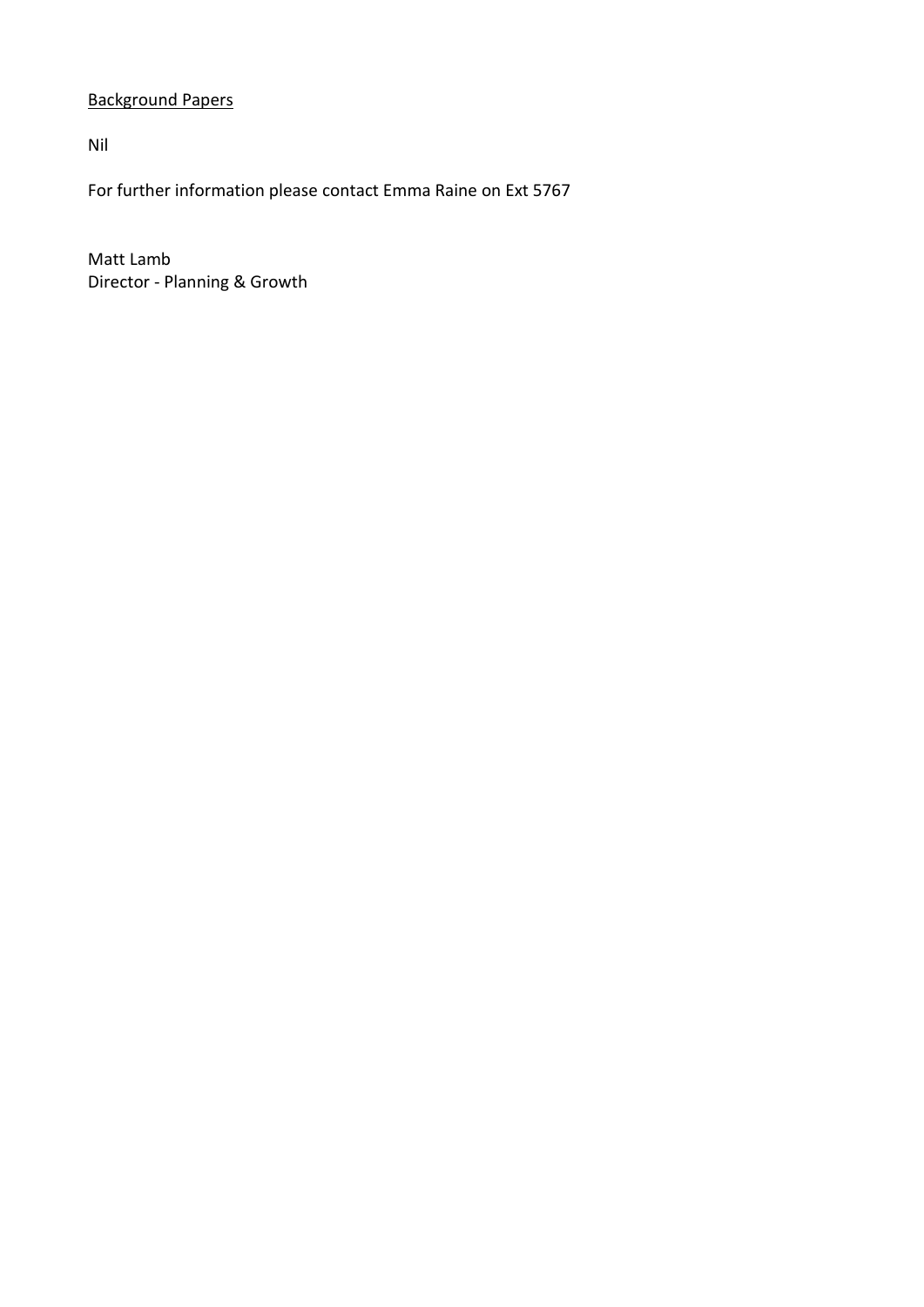<u>Background Papers</u>

Nil

For further information please contact Emma Raine on Ext 5767

Matt Lamb
Director - Planning & Growth